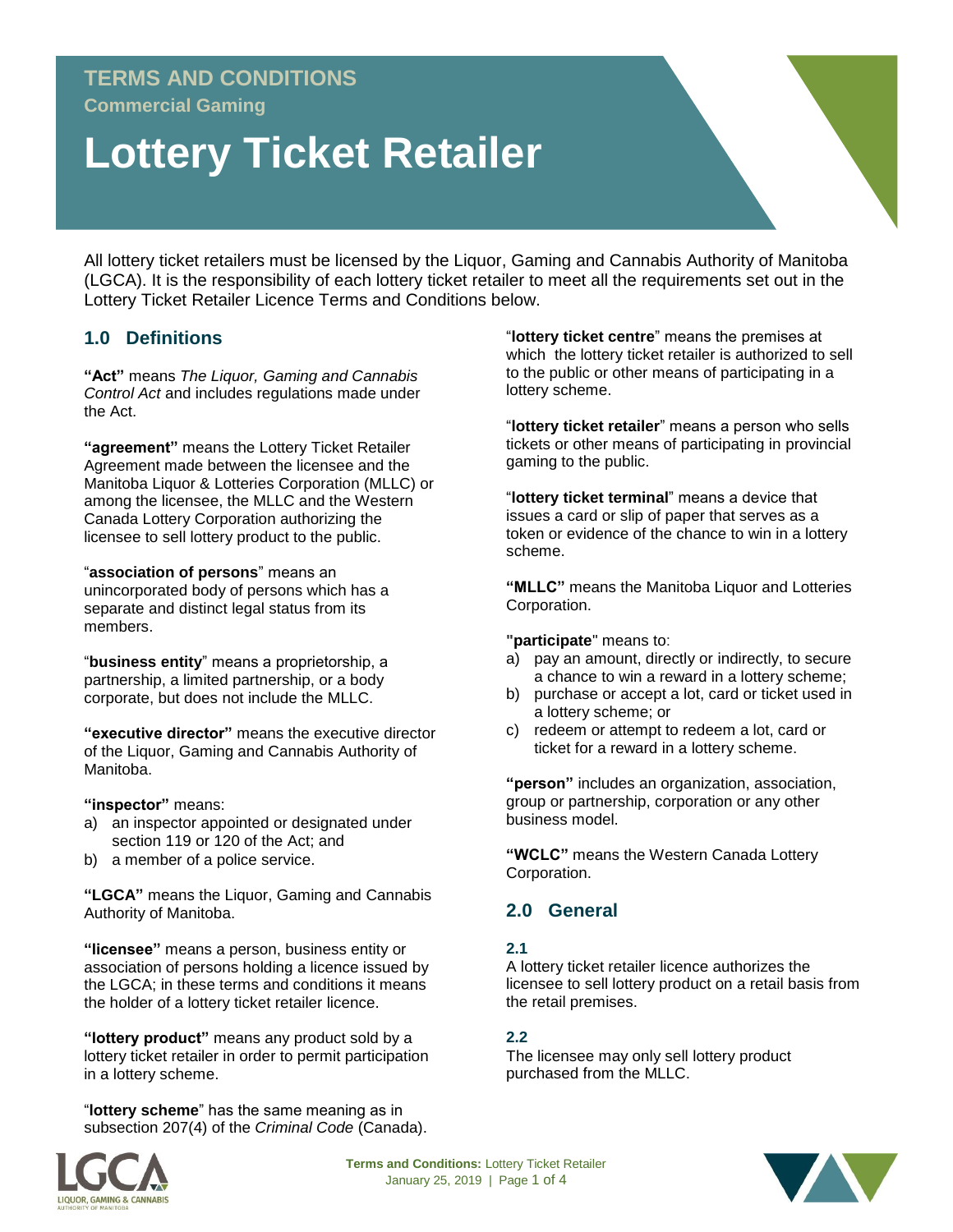# TERMS AND CONDITIONS

## Commercial Gaming

# Lottery Ticket Retailer

All lottery ticket retailers must be licensed by the Liquor, Gaming and Cannabis Authority of Manitoba (LGCA). It is the responsibility of each lottery ticket retailer to meet all the requirements set out in the Lottery Ticket Retailer Licence Terms and Conditions below.

## 1.0 Definitions

**"Act"** means *The Liquor, Gaming and Cannabis Control Act* and includes regulations made under the Act.

**"agreement"** means the Lottery Ticket Retailer Agreement made between the licensee and the Manitoba Liquor & Lotteries Corporation (MLLC) or among the licensee, the MLLC and the Western Canada Lottery Corporation authorizing the licensee to sell lottery product to the public.

"**association of persons**" means an unincorporated body of persons which has a separate and distinct legal status from its members.

"**business entity**" means a proprietorship, a partnership, a limited partnership, or a body corporate, but does not include the MLLC.

**"executive director"** means the executive director of the Liquor, Gaming and Cannabis Authority of Manitoba.

**"inspector"** means:

a) an inspector appointed or designated under section 119 or 120 of the Act; and
b) a member of a police service.

**"LGCA"** means the Liquor, Gaming and Cannabis Authority of Manitoba.

**"licensee"** means a person, business entity or association of persons holding a licence issued by the LGCA; in these terms and conditions it means the holder of a lottery ticket retailer licence.

**"lottery product"** means any product sold by a lottery ticket retailer in order to permit participation in a lottery scheme.

"**lottery scheme**" has the same meaning as in subsection 207(4) of the *Criminal Code* (Canada).

"**lottery ticket centre**" means the premises at which the lottery ticket retailer is authorized to sell to the public or other means of participating in a lottery scheme.

"**lottery ticket retailer**" means a person who sells tickets or other means of participating in provincial gaming to the public.

"**lottery ticket terminal**" means a device that issues a card or slip of paper that serves as a token or evidence of the chance to win in a lottery scheme.

**"MLLC"** means the Manitoba Liquor and Lotteries Corporation.

**"participate"** means to:

a) pay an amount, directly or indirectly, to secure a chance to win a reward in a lottery scheme;
b) purchase or accept a lot, card or ticket used in a lottery scheme; or
c) redeem or attempt to redeem a lot, card or ticket for a reward in a lottery scheme.

**"person"** includes an organization, association, group or partnership, corporation or any other business model.

**"WCLC"** means the Western Canada Lottery Corporation.

## 2.0 General

### 2.1

A lottery ticket retailer licence authorizes the licensee to sell lottery product on a retail basis from the retail premises.

### 2.2

The licensee may only sell lottery product purchased from the MLLC.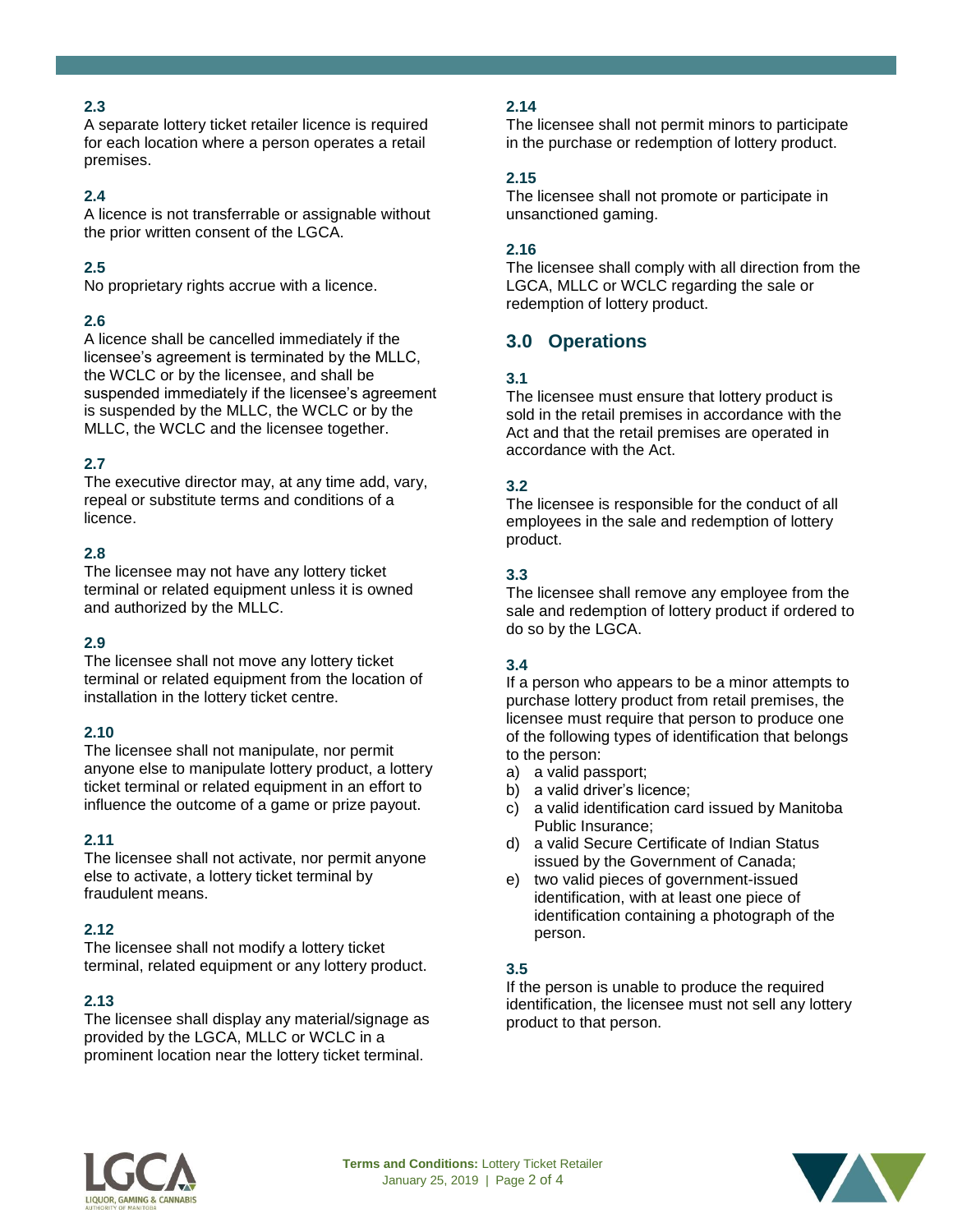### 2.3
A separate lottery ticket retailer licence is required for each location where a person operates a retail premises.

### 2.4
A licence is not transferrable or assignable without the prior written consent of the LGCA.

### 2.5
No proprietary rights accrue with a licence.

### 2.6
A licence shall be cancelled immediately if the licensee's agreement is terminated by the MLLC, the WCLC or by the licensee, and shall be suspended immediately if the licensee's agreement is suspended by the MLLC, the WCLC or by the MLLC, the WCLC and the licensee together.

### 2.7
The executive director may, at any time add, vary, repeal or substitute terms and conditions of a licence.

### 2.8
The licensee may not have any lottery ticket terminal or related equipment unless it is owned and authorized by the MLLC.

### 2.9
The licensee shall not move any lottery ticket terminal or related equipment from the location of installation in the lottery ticket centre.

### 2.10
The licensee shall not manipulate, nor permit anyone else to manipulate lottery product, a lottery ticket terminal or related equipment in an effort to influence the outcome of a game or prize payout.

### 2.11
The licensee shall not activate, nor permit anyone else to activate, a lottery ticket terminal by fraudulent means.

### 2.12
The licensee shall not modify a lottery ticket terminal, related equipment or any lottery product.

### 2.13
The licensee shall display any material/signage as provided by the LGCA, MLLC or WCLC in a prominent location near the lottery ticket terminal.

### 2.14
The licensee shall not permit minors to participate in the purchase or redemption of lottery product.

### 2.15
The licensee shall not promote or participate in unsanctioned gaming.

### 2.16
The licensee shall comply with all direction from the LGCA, MLLC or WCLC regarding the sale or redemption of lottery product.

## 3.0 Operations

### 3.1
The licensee must ensure that lottery product is sold in the retail premises in accordance with the Act and that the retail premises are operated in accordance with the Act.

### 3.2
The licensee is responsible for the conduct of all employees in the sale and redemption of lottery product.

### 3.3
The licensee shall remove any employee from the sale and redemption of lottery product if ordered to do so by the LGCA.

### 3.4
If a person who appears to be a minor attempts to purchase lottery product from retail premises, the licensee must require that person to produce one of the following types of identification that belongs to the person:

a) a valid passport;
b) a valid driver's licence;
c) a valid identification card issued by Manitoba Public Insurance;
d) a valid Secure Certificate of Indian Status issued by the Government of Canada;
e) two valid pieces of government-issued identification, with at least one piece of identification containing a photograph of the person.

### 3.5
If the person is unable to produce the required identification, the licensee must not sell any lottery product to that person.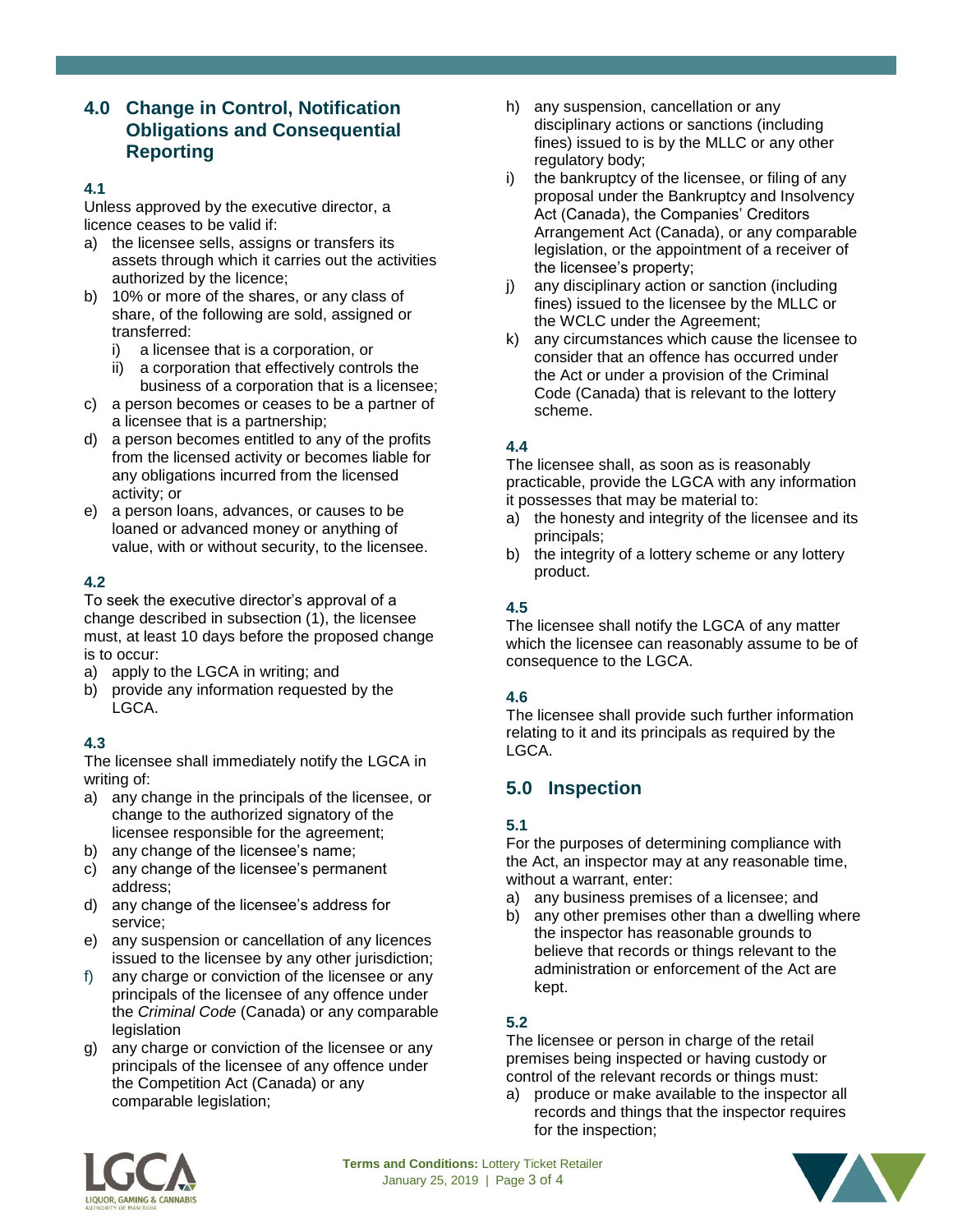## 4.0 Change in Control, Notification Obligations and Consequential Reporting

### 4.1

Unless approved by the executive director, a licence ceases to be valid if:

a) the licensee sells, assigns or transfers its assets through which it carries out the activities authorized by the licence;
b) 10% or more of the shares, or any class of share, of the following are sold, assigned or transferred:
   i) a licensee that is a corporation, or
   ii) a corporation that effectively controls the business of a corporation that is a licensee;
c) a person becomes or ceases to be a partner of a licensee that is a partnership;
d) a person becomes entitled to any of the profits from the licensed activity or becomes liable for any obligations incurred from the licensed activity; or
e) a person loans, advances, or causes to be loaned or advanced money or anything of value, with or without security, to the licensee.

### 4.2

To seek the executive director's approval of a change described in subsection (1), the licensee must, at least 10 days before the proposed change is to occur:

a) apply to the LGCA in writing; and
b) provide any information requested by the LGCA.

### 4.3

The licensee shall immediately notify the LGCA in writing of:

a) any change in the principals of the licensee, or change to the authorized signatory of the licensee responsible for the agreement;
b) any change of the licensee's name;
c) any change of the licensee's permanent address;
d) any change of the licensee's address for service;
e) any suspension or cancellation of any licences issued to the licensee by any other jurisdiction;
f) any charge or conviction of the licensee or any principals of the licensee of any offence under the *Criminal Code* (Canada) or any comparable legislation
g) any charge or conviction of the licensee or any principals of the licensee of any offence under the Competition Act (Canada) or any comparable legislation;
h) any suspension, cancellation or any disciplinary actions or sanctions (including fines) issued to is by the MLLC or any other regulatory body;
i) the bankruptcy of the licensee, or filing of any proposal under the Bankruptcy and Insolvency Act (Canada), the Companies' Creditors Arrangement Act (Canada), or any comparable legislation, or the appointment of a receiver of the licensee's property;
j) any disciplinary action or sanction (including fines) issued to the licensee by the MLLC or the WCLC under the Agreement;
k) any circumstances which cause the licensee to consider that an offence has occurred under the Act or under a provision of the Criminal Code (Canada) that is relevant to the lottery scheme.

### 4.4

The licensee shall, as soon as is reasonably practicable, provide the LGCA with any information it possesses that may be material to:

a) the honesty and integrity of the licensee and its principals;
b) the integrity of a lottery scheme or any lottery product.

### 4.5

The licensee shall notify the LGCA of any matter which the licensee can reasonably assume to be of consequence to the LGCA.

### 4.6

The licensee shall provide such further information relating to it and its principals as required by the LGCA.

## 5.0 Inspection

### 5.1

For the purposes of determining compliance with the Act, an inspector may at any reasonable time, without a warrant, enter:

a) any business premises of a licensee; and
b) any other premises other than a dwelling where the inspector has reasonable grounds to believe that records or things relevant to the administration or enforcement of the Act are kept.

### 5.2

The licensee or person in charge of the retail premises being inspected or having custody or control of the relevant records or things must:

a) produce or make available to the inspector all records and things that the inspector requires for the inspection;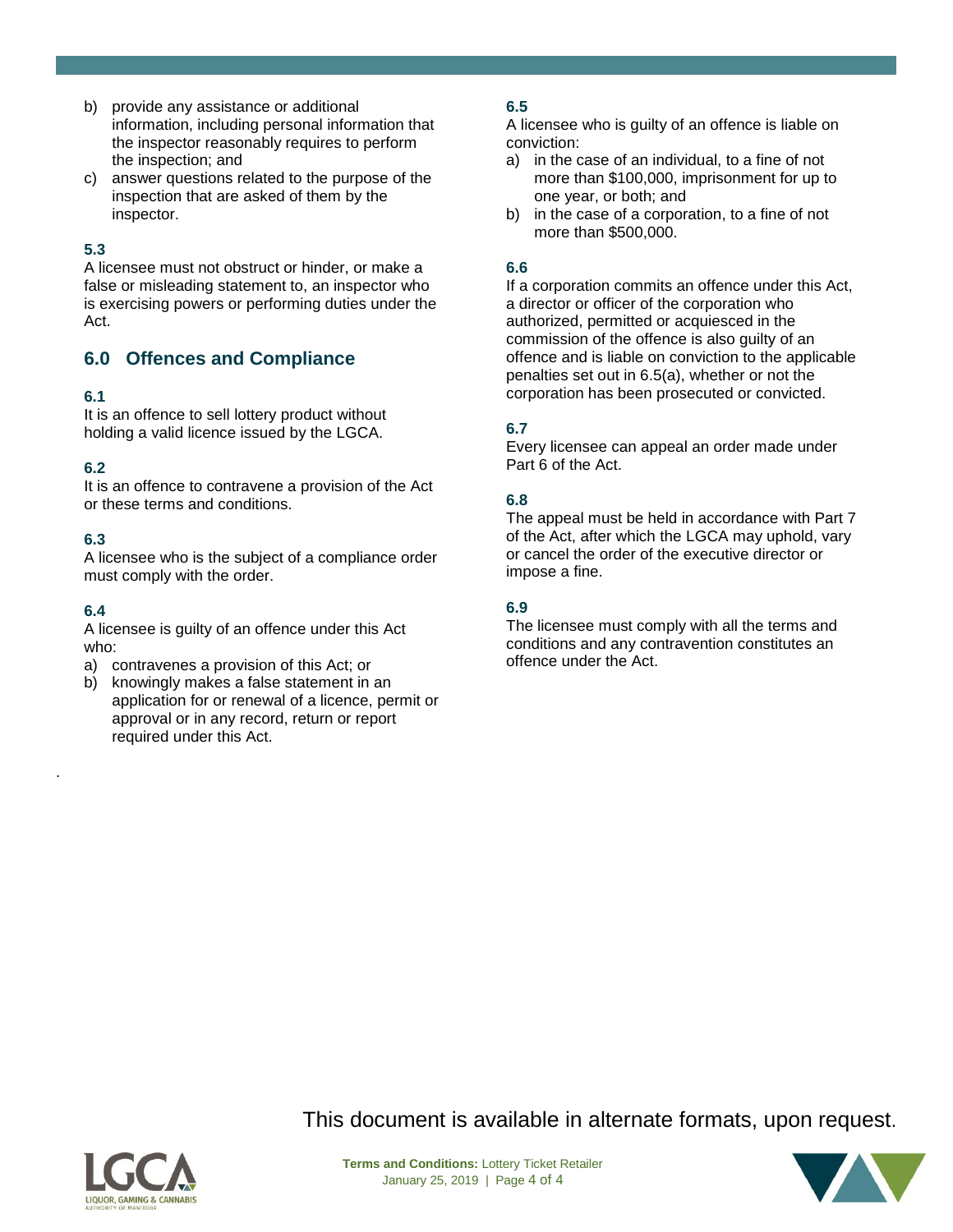b) provide any assistance or additional information, including personal information that the inspector reasonably requires to perform the inspection; and
c) answer questions related to the purpose of the inspection that are asked of them by the inspector.

**5.3**
A licensee must not obstruct or hinder, or make a false or misleading statement to, an inspector who is exercising powers or performing duties under the Act.

## 6.0 Offences and Compliance

**6.1**
It is an offence to sell lottery product without holding a valid licence issued by the LGCA.

**6.2**
It is an offence to contravene a provision of the Act or these terms and conditions.

**6.3**
A licensee who is the subject of a compliance order must comply with the order.

**6.4**
A licensee is guilty of an offence under this Act who:

a) contravenes a provision of this Act; or
b) knowingly makes a false statement in an application for or renewal of a licence, permit or approval or in any record, return or report required under this Act.

**6.5**
A licensee who is guilty of an offence is liable on conviction:

a) in the case of an individual, to a fine of not more than $100,000, imprisonment for up to one year, or both; and
b) in the case of a corporation, to a fine of not more than $500,000.

**6.6**
If a corporation commits an offence under this Act, a director or officer of the corporation who authorized, permitted or acquiesced in the commission of the offence is also guilty of an offence and is liable on conviction to the applicable penalties set out in 6.5(a), whether or not the corporation has been prosecuted or convicted.

**6.7**
Every licensee can appeal an order made under Part 6 of the Act.

**6.8**
The appeal must be held in accordance with Part 7 of the Act, after which the LGCA may uphold, vary or cancel the order of the executive director or impose a fine.

**6.9**
The licensee must comply with all the terms and conditions and any contravention constitutes an offence under the Act.

This document is available in alternate formats, upon request.